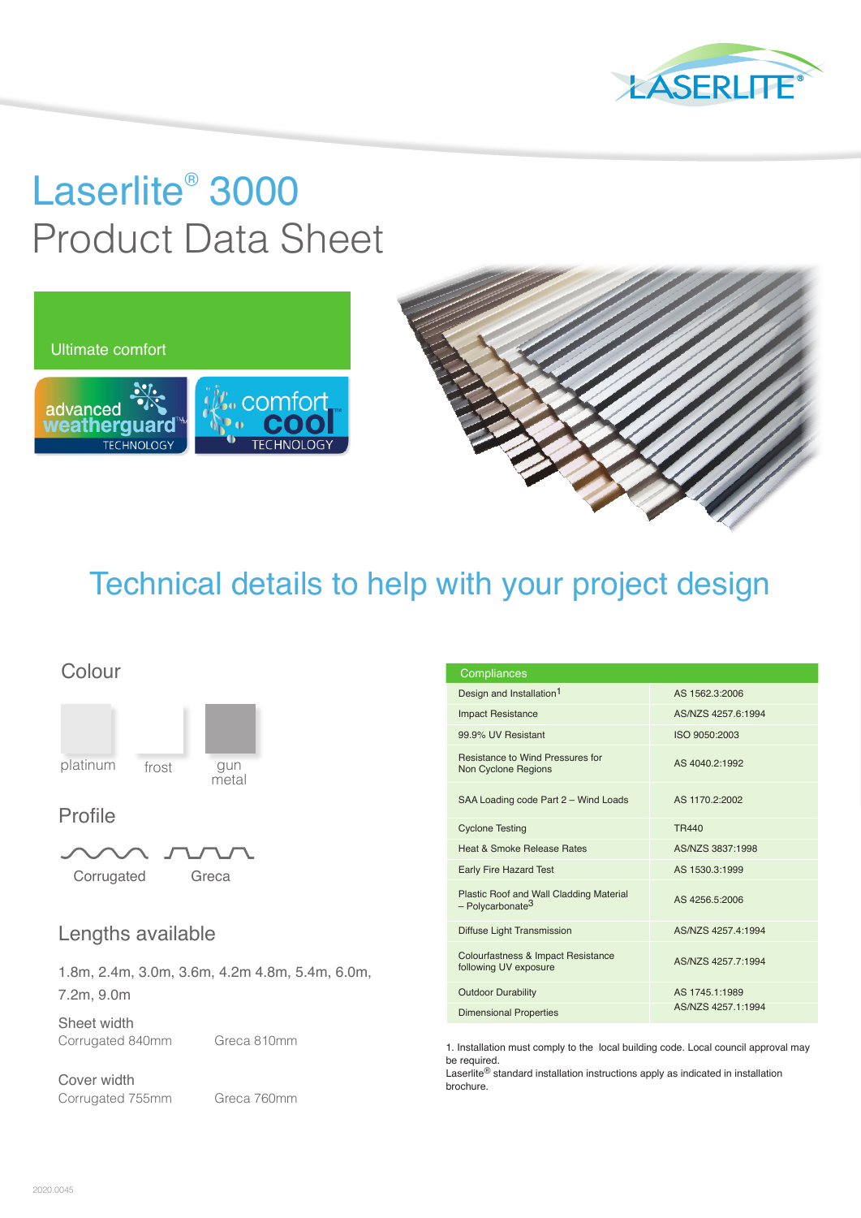# Laserlite® 3000
# Product Data Sheet

Ultimate comfort

advanced weatherguard™ TECHNOLOGY

comfort cool™ TECHNOLOGY

## Technical details to help with your project design

### Colour

platinum

frost

gun metal

### Profile

Corrugated

Greca

### Lengths available

1.8m, 2.4m, 3.0m, 3.6m, 4.2m 4.8m, 5.4m, 6.0m, 7.2m, 9.0m

Sheet width

Corrugated 840mm

Greca 810mm

Cover width

Corrugated 755mm

Greca 760mm

| Compliances | |
|---|---|
| Design and Installation[1] | AS 1562.3:2006 |
| Impact Resistance | AS/NZS 4257.6:1994 |
| 99.9% UV Resistant | ISO 9050:2003 |
| Resistance to Wind Pressures for Non Cyclone Regions | AS 4040.2:1992 |
| SAA Loading code Part 2 – Wind Loads | AS 1170.2:2002 |
| Cyclone Testing | TR440 |
| Heat & Smoke Release Rates | AS/NZS 3837:1998 |
| Early Fire Hazard Test | AS 1530.3:1999 |
| Plastic Roof and Wall Cladding Material – Polycarbonate[3] | AS 4256.5:2006 |
| Diffuse Light Transmission | AS/NZS 4257.4:1994 |
| Colourfastness & Impact Resistance following UV exposure | AS/NZS 4257.7:1994 |
| Outdoor Durability | AS 1745.1:1989 |
| Dimensional Properties | AS/NZS 4257.1:1994 |

1. Installation must comply to the local building code. Local council approval may be required.
Laserlite® standard installation instructions apply as indicated in installation brochure.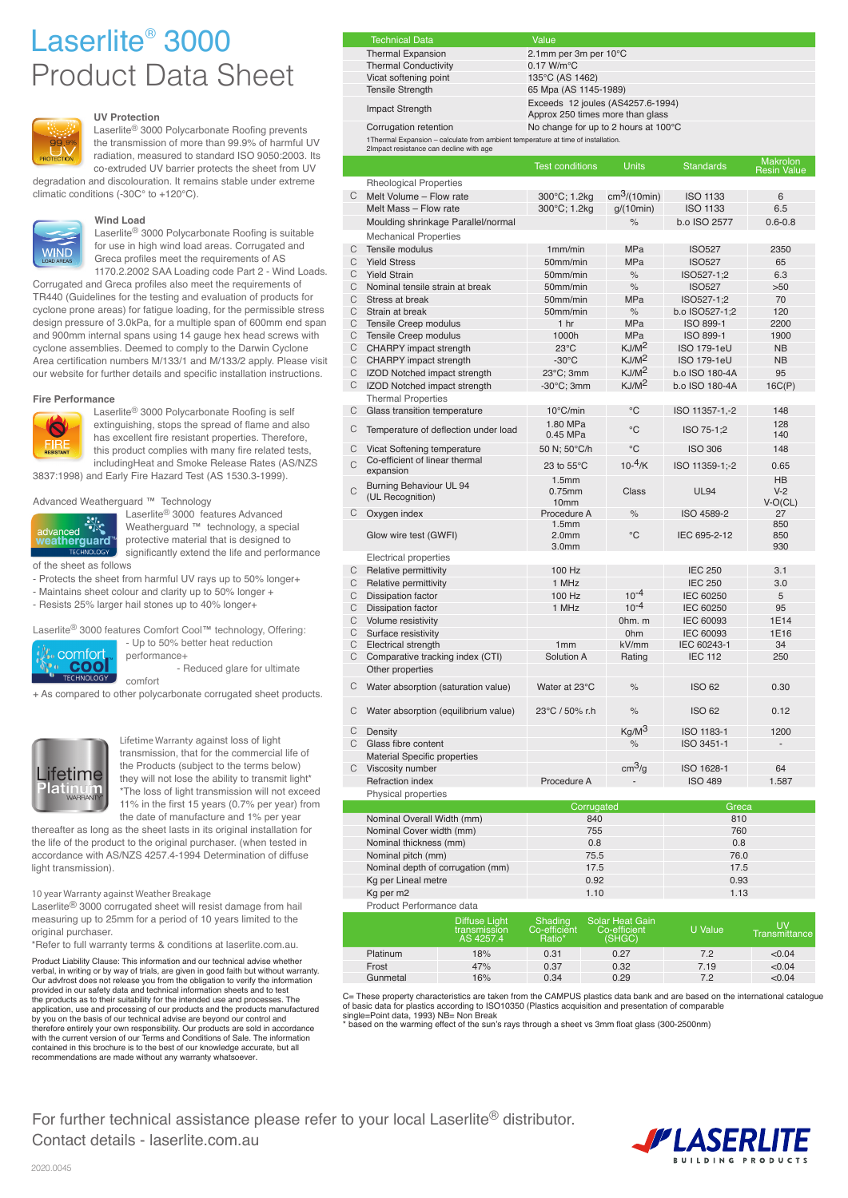# Laserlite® 3000 Product Data Sheet

### UV Protection

Laserlite® 3000 Polycarbonate Roofing prevents the transmission of more than 99.9% of harmful UV radiation, measured to standard ISO 9050:2003. Its co-extruded UV barrier protects the sheet from UV degradation and discolouration. It remains stable under extreme climatic conditions (-30C° to +120°C).

### Wind Load

Laserlite® 3000 Polycarbonate Roofing is suitable for use in high wind load areas. Corrugated and Greca profiles meet the requirements of AS 1170.2.2002 SAA Loading code Part 2 - Wind Loads. Corrugated and Greca profiles also meet the requirements of TR440 (Guidelines for the testing and evaluation of products for cyclone prone areas) for fatigue loading, for the permissible stress design pressure of 3.0kPa, for a multiple span of 600mm end span and 900mm internal spans using 14 gauge hex head screws with cyclone assemblies. Deemed to comply to the Darwin Cyclone Area certification numbers M/133/1 and M/133/2 apply. Please visit our website for further details and specific installation instructions.

### Fire Performance

Laserlite® 3000 Polycarbonate Roofing is self extinguishing, stops the spread of flame and also has excellent fire resistant properties. Therefore, this product complies with many fire related tests, includingHeat and Smoke Release Rates (AS/NZS 3837:1998) and Early Fire Hazard Test (AS 1530.3-1999).

### Advanced Weatherguard ™ Technology

Laserlite® 3000 features Advanced Weatherguard ™ technology, a special protective material that is designed to significantly extend the life and performance of the sheet as follows

- Protects the sheet from harmful UV rays up to 50% longer+
- Maintains sheet colour and clarity up to 50% longer +
- Resists 25% larger hail stones up to 40% longer+

Laserlite® 3000 features Comfort Cool™ technology, Offering:

- Up to 50% better heat reduction performance+
- Reduced glare for ultimate comfort

+ As compared to other polycarbonate corrugated sheet products.

Lifetime Warranty against loss of light transmission, that for the commercial life of the Products (subject to the terms below) they will not lose the ability to transmit light* *The loss of light transmission will not exceed 11% in the first 15 years (0.7% per year) from the date of manufacture and 1% per year thereafter as long as the sheet lasts in its original installation for the life of the product to the original purchaser. (when tested in accordance with AS/NZS 4257.4-1994 Determination of diffuse light transmission).

10 year Warranty against Weather Breakage
Laserlite® 3000 corrugated sheet will resist damage from hail measuring up to 25mm for a period of 10 years limited to the original purchaser.
*Refer to full warranty terms & conditions at laserlite.com.au.

Product Liability Clause: This information and our technical advise whether verbal, in writing or by way of trials, are given in good faith but without warranty. Our advfrost does not release you from the obligation to verify the information provided in our safety data and technical information sheets and to test the products as to their suitability for the intended use and processes. The application, use and processing of our products and the products manufactured by you on the basis of our technical advise are beyond our control and therefore entirely your own responsibility. Our products are sold in accordance with the current version of our Terms and Conditions of Sale. The information contained in this brochure is to the best of our knowledge accurate, but all recommendations are made without any warranty whatsoever.

| Technical Data | Value |
|---|---|
| Thermal Expansion | 2.1mm per 3m per 10°C |
| Thermal Conductivity | 0.17 W/m°C |
| Vicat softening point | 135°C (AS 1462) |
| Tensile Strength | 65 Mpa (AS 1145-1989) |
| Impact Strength | Exceeds 12 joules (AS4257.6-1994) Approx 250 times more than glass |
| Corrugation retention | No change for up to 2 hours at 100°C |

1Thermal Expansion – calculate from ambient temperature at time of installation.
2Impact resistance can decline with age

| | | Test conditions | Units | Standards | Makrolon Resin Value |
|---|---|---|---|---|---|
| | **Rheological Properties** | | | | |
| C | Melt Volume – Flow rate | 300°C; 1.2kg | $cm^3$/(10min) | ISO 1133 | 6 |
| | Melt Mass – Flow rate | 300°C; 1.2kg | g/(10min) | ISO 1133 | 6.5 |
| | Moulding shrinkage Parallel/normal | | % | b.o ISO 2577 | 0.6-0.8 |
| | **Mechanical Properties** | | | | |
| C | Tensile modulus | 1mm/min | MPa | ISO527 | 2350 |
| C | Yield Stress | 50mm/min | MPa | ISO527 | 65 |
| C | Yield Strain | 50mm/min | % | ISO527-1;2 | 6.3 |
| C | Nominal tensile strain at break | 50mm/min | % | ISO527 | >50 |
| C | Stress at break | 50mm/min | MPa | ISO527-1;2 | 70 |
| C | Strain at break | 50mm/min | % | b.o ISO527-1;2 | 120 |
| C | Tensile Creep modulus | 1 hr | MPa | ISO 899-1 | 2200 |
| C | Tensile Creep modulus | 1000h | MPa | ISO 899-1 | 1900 |
| C | CHARPY impact strength | 23°C | $KJ/M^2$ | ISO 179-1eU | NB |
| C | CHARPY impact strength | -30°C | $KJ/M^2$ | ISO 179-1eU | NB |
| C | IZOD Notched impact strength | 23°C; 3mm | $KJ/M^2$ | b.o ISO 180-4A | 95 |
| C | IZOD Notched impact strength | -30°C; 3mm | $KJ/M^2$ | b.o ISO 180-4A | 16C(P) |
| | **Thermal Properties** | | | | |
| C | Glass transition temperature | 10°C/min | °C | ISO 11357-1,-2 | 148 |
| C | Temperature of deflection under load | 1.80 MPa 0.45 MPa | °C | ISO 75-1;2 | 128 140 |
| C | Vicat Softening temperature | 50 N; 50°C/h | °C | ISO 306 | 148 |
| C | Co-efficient of linear thermal expansion | 23 to 55°C | $10^{-4}$/K | ISO 11359-1;-2 | 0.65 |
| C | Burning Behaviour UL 94 (UL Recognition) | 1.5mm 0.75mm 10mm | Class | UL94 | HB V-2 V-O(CL) |
| C | Oxygen index | Procedure A | % | ISO 4589-2 | 27 |
| | Glow wire test (GWFI) | 1.5mm 2.0mm 3.0mm | °C | IEC 695-2-12 | 850 850 930 |
| | **Electrical properties** | | | | |
| C | Relative permittivity | 100 Hz | | IEC 250 | 3.1 |
| C | Relative permittivity | 1 MHz | | IEC 250 | 3.0 |
| C | Dissipation factor | 100 Hz | $10^{-4}$ | IEC 60250 | 5 |
| C | Dissipation factor | 1 MHz | $10^{-4}$ | IEC 60250 | 95 |
| C | Volume resistivity | | 0hm. m | IEC 60093 | 1E14 |
| C | Surface resistivity | | 0hm | IEC 60093 | 1E16 |
| C | Electrical strength | 1mm | kV/mm | IEC 60243-1 | 34 |
| C | Comparative tracking index (CTI) | Solution A | Rating | IEC 112 | 250 |
| | **Other properties** | | | | |
| C | Water absorption (saturation value) | Water at 23°C | % | ISO 62 | 0.30 |
| C | Water absorption (equilibrium value) | 23°C / 50% r.h | % | ISO 62 | 0.12 |
| C | Density | | $Kg/M^3$ | ISO 1183-1 | 1200 |
| C | Glass fibre content | | % | ISO 3451-1 | - |
| | **Material Specific properties** | | | | |
| C | Viscosity number | | $cm^3$/g | ISO 1628-1 | 64 |
| | Refraction index | Procedure A | - | ISO 489 | 1.587 |

**Physical properties**

| | Corrugated | Greca |
|---|---|---|
| Nominal Overall Width (mm) | 840 | 810 |
| Nominal Cover width (mm) | 755 | 760 |
| Nominal thickness (mm) | 0.8 | 0.8 |
| Nominal pitch (mm) | 75.5 | 76.0 |
| Nominal depth of corrugation (mm) | 17.5 | 17.5 |
| Kg per Lineal metre | 0.92 | 0.93 |
| Kg per m2 | 1.10 | 1.13 |

**Product Performance data**

| | Diffuse Light transmission AS 4257.4 | Shading Co-efficient Ratio* | Solar Heat Gain Co-efficient (SHGC) | U Value | UV Transmittance |
|---|---|---|---|---|---|
| Platinum | 18% | 0.31 | 0.27 | 7.2 | <0.04 |
| Frost | 47% | 0.37 | 0.32 | 7.19 | <0.04 |
| Gunmetal | 16% | 0.34 | 0.29 | 7.2 | <0.04 |

C= These property characteristics are taken from the CAMPUS plastics data bank and are based on the international catalogue of basic data for plastics according to ISO10350 (Plastics acquisition and presentation of comparable single=Point data, 1993) NB= Non Break
* based on the warming effect of the sun's rays through a sheet vs 3mm float glass (300-2500nm)

For further technical assistance please refer to your local Laserlite® distributor.
Contact details - laserlite.com.au

LASERLITE BUILDING PRODUCTS

2020.0045